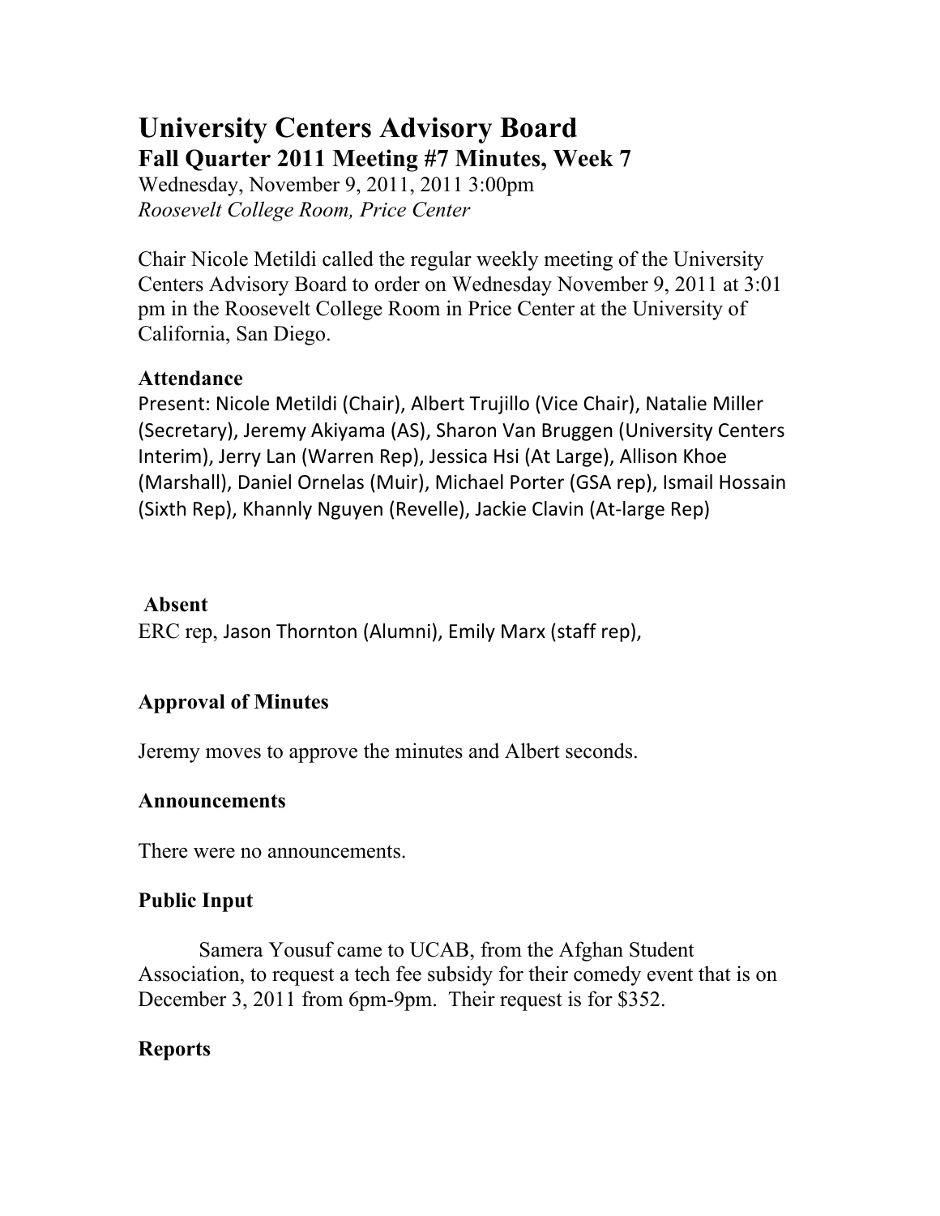# University Centers Advisory Board

## Fall Quarter 2011 Meeting #7 Minutes, Week 7

Wednesday, November 9, 2011, 2011 3:00pm

*Roosevelt College Room, Price Center*

Chair Nicole Metildi called the regular weekly meeting of the University Centers Advisory Board to order on Wednesday November 9, 2011 at 3:01 pm in the Roosevelt College Room in Price Center at the University of California, San Diego.

### Attendance

Present: Nicole Metildi (Chair), Albert Trujillo (Vice Chair), Natalie Miller (Secretary), Jeremy Akiyama (AS), Sharon Van Bruggen (University Centers Interim), Jerry Lan (Warren Rep), Jessica Hsi (At Large), Allison Khoe (Marshall), Daniel Ornelas (Muir), Michael Porter (GSA rep), Ismail Hossain (Sixth Rep), Khannly Nguyen (Revelle), Jackie Clavin (At-large Rep)

### Absent

ERC rep, Jason Thornton (Alumni), Emily Marx (staff rep),

### Approval of Minutes

Jeremy moves to approve the minutes and Albert seconds.

### Announcements

There were no announcements.

### Public Input

Samera Yousuf came to UCAB, from the Afghan Student Association, to request a tech fee subsidy for their comedy event that is on December 3, 2011 from 6pm-9pm. Their request is for $352.

### Reports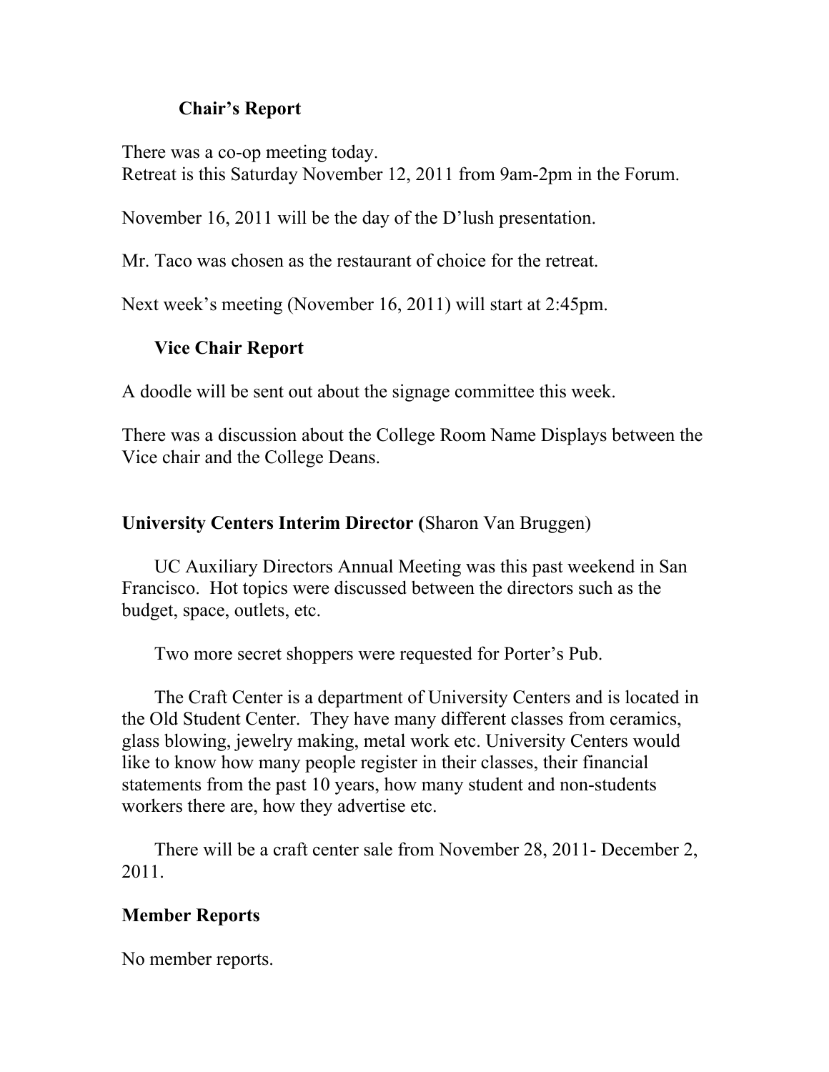## Chair's Report

There was a co-op meeting today.
Retreat is this Saturday November 12, 2011 from 9am-2pm in the Forum.

November 16, 2011 will be the day of the D'lush presentation.

Mr. Taco was chosen as the restaurant of choice for the retreat.

Next week's meeting (November 16, 2011) will start at 2:45pm.

## Vice Chair Report

A doodle will be sent out about the signage committee this week.

There was a discussion about the College Room Name Displays between the Vice chair and the College Deans.

## University Centers Interim Director (Sharon Van Bruggen)

UC Auxiliary Directors Annual Meeting was this past weekend in San Francisco. Hot topics were discussed between the directors such as the budget, space, outlets, etc.

Two more secret shoppers were requested for Porter's Pub.

The Craft Center is a department of University Centers and is located in the Old Student Center. They have many different classes from ceramics, glass blowing, jewelry making, metal work etc. University Centers would like to know how many people register in their classes, their financial statements from the past 10 years, how many student and non-students workers there are, how they advertise etc.

There will be a craft center sale from November 28, 2011- December 2, 2011.

## Member Reports

No member reports.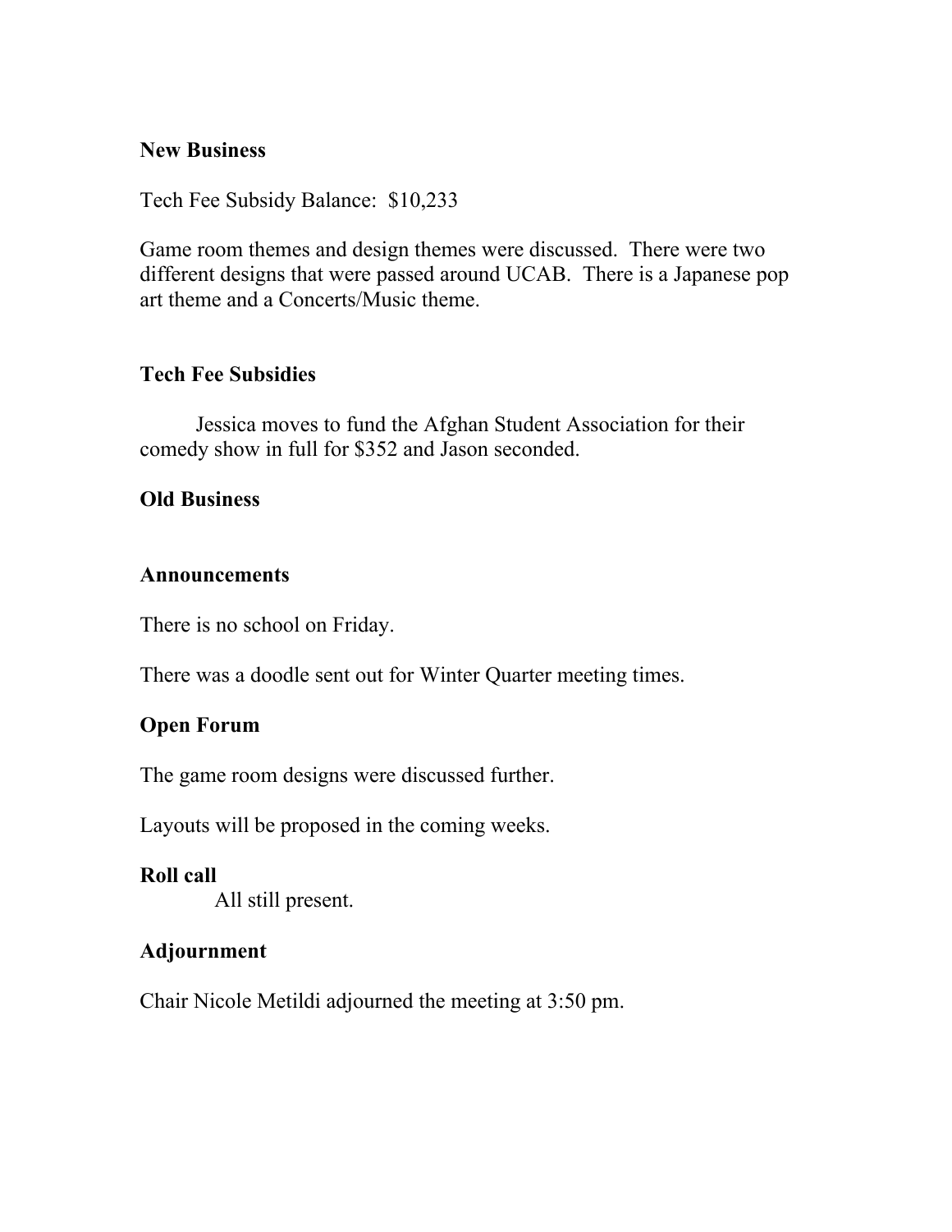**New Business**

Tech Fee Subsidy Balance: $10,233

Game room themes and design themes were discussed. There were two different designs that were passed around UCAB. There is a Japanese pop art theme and a Concerts/Music theme.

**Tech Fee Subsidies**

Jessica moves to fund the Afghan Student Association for their comedy show in full for $352 and Jason seconded.

**Old Business**

**Announcements**

There is no school on Friday.

There was a doodle sent out for Winter Quarter meeting times.

**Open Forum**

The game room designs were discussed further.

Layouts will be proposed in the coming weeks.

**Roll call**

All still present.

**Adjournment**

Chair Nicole Metildi adjourned the meeting at 3:50 pm.